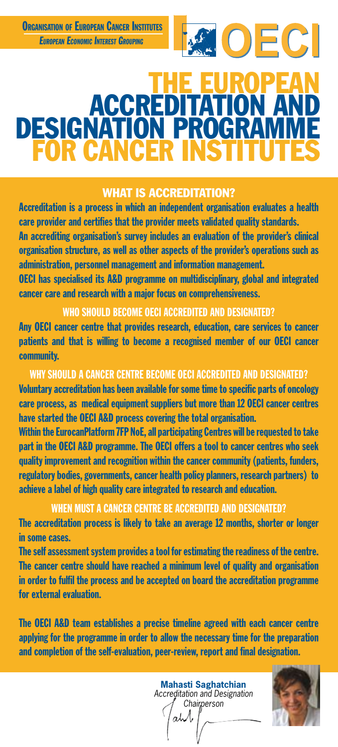**ORGANISATION OF EUROPEAN CANCER INSTITUTES**
*EUROPEAN ECONOMIC INTEREST GROUPING*

OECI

# THE EUROPEAN ACCREDITATION AND DESIGNATION PROGRAMME FOR CANCER INSTITUTES

## WHAT IS ACCREDITATION?

Accreditation is a process in which an independent organisation evaluates a health care provider and certifies that the provider meets validated quality standards.

An accrediting organisation's survey includes an evaluation of the provider's clinical organisation structure, as well as other aspects of the provider's operations such as administration, personnel management and information management.

OECI has specialised its A&D programme on multidisciplinary, global and integrated cancer care and research with a major focus on comprehensiveness.

### WHO SHOULD BECOME OECI ACCREDITED AND DESIGNATED?

Any OECI cancer centre that provides research, education, care services to cancer patients and that is willing to become a recognised member of our OECI cancer community.

### WHY SHOULD A CANCER CENTRE BECOME OECI ACCREDITED AND DESIGNATED?

Voluntary accreditation has been available for some time to specific parts of oncology care process, as medical equipment suppliers but more than 12 OECI cancer centres have started the OECI A&D process covering the total organisation.

Within the EurocanPlatform 7FP NoE, all participating Centres will be requested to take part in the OECI A&D programme. The OECI offers a tool to cancer centres who seek quality improvement and recognition within the cancer community (patients, funders, regulatory bodies, governments, cancer health policy planners, research partners) to achieve a label of high quality care integrated to research and education.

### WHEN MUST A CANCER CENTRE BE ACCREDITED AND DESIGNATED?

The accreditation process is likely to take an average 12 months, shorter or longer in some cases.

The self assessment system provides a tool for estimating the readiness of the centre. The cancer centre should have reached a minimum level of quality and organisation in order to fulfil the process and be accepted on board the accreditation programme for external evaluation.

The OECI A&D team establishes a precise timeline agreed with each cancer centre applying for the programme in order to allow the necessary time for the preparation and completion of the self-evaluation, peer-review, report and final designation.

**Mahasti Saghatchian**
*Accreditation and Designation Chairperson*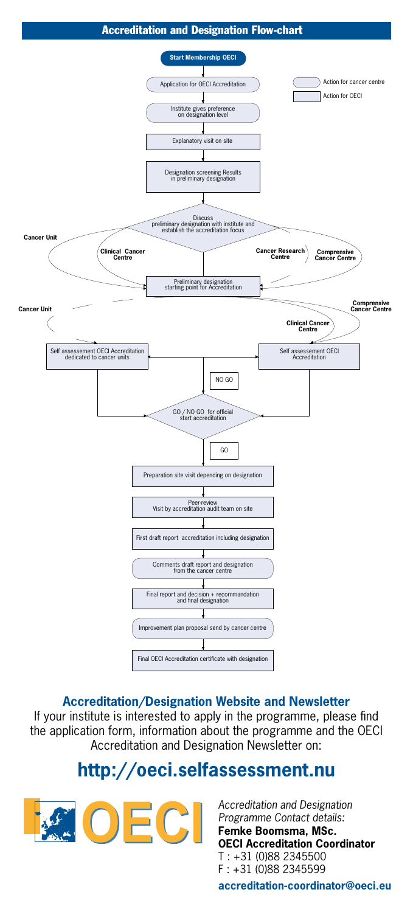## Accreditation and Designation Flow-chart

Start Membership OECI

Action for cancer centre

Action for OECI

Application for OECI Accreditation

Institute gives preference on designation level

Explanatory visit on site

Designation screening Results in preliminary designation

Discuss preliminary designation with institute and establish the accreditation focus

Cancer Unit

Clinical Cancer Centre

Cancer Research Centre

Comprensive Cancer Centre

Preliminary designation starting point for Accreditation

Cancer Unit

Comprensive Cancer Centre

Clinical Cancer Centre

Self assessement OECI Accreditation dedicated to cancer units

Self assessement OECI Accreditation

NO GO

GO / NO GO for official start accreditation

GO

Preparation site visit depending on designation

Peer-review Visit by accreditation audit team on site

First draft report accreditation including designation

Comments draft report and designation from the cancer centre

Final report and decision + recommandation and final designation

Improvement plan proposal send by cancer centre

Final OECI Accreditation certificate with designation

## Accreditation/Designation Website and Newsletter

If your institute is interested to apply in the programme, please find the application form, information about the programme and the OECI Accreditation and Designation Newsletter on:

# http://oeci.selfassessment.nu

OECI

*Accreditation and Designation Programme Contact details:*

**Femke Boomsma, MSc.**

**OECI Accreditation Coordinator**

T : +31 (0)88 2345500

F : +31 (0)88 2345599

**accreditation-coordinator@oeci.eu**